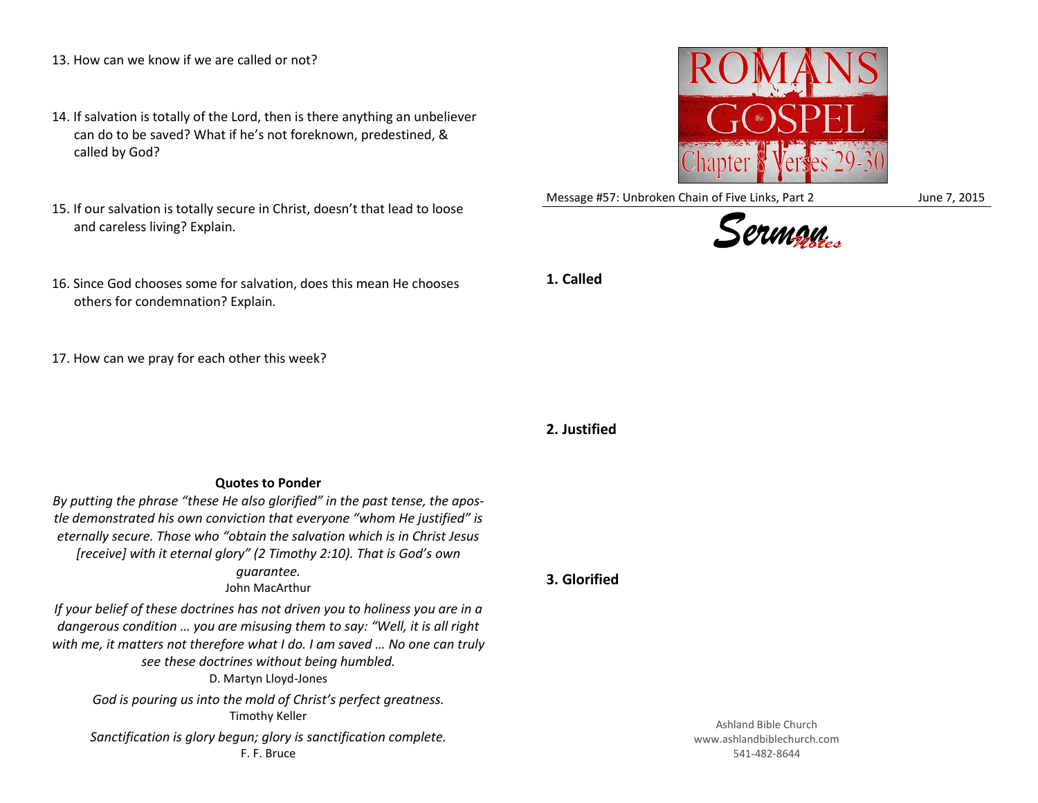13. How can we know if we are called or not?

14. If salvation is totally of the Lord, then is there anything an unbeliever can do to be saved? What if he's not foreknown, predestined, & called by God?

15. If our salvation is totally secure in Christ, doesn't that lead to loose and careless living? Explain.

16. Since God chooses some for salvation, does this mean He chooses others for condemnation? Explain.

17. How can we pray for each other this week?

**Quotes to Ponder**

*By putting the phrase "these He also glorified" in the past tense, the apostle demonstrated his own conviction that everyone "whom He justified" is eternally secure. Those who "obtain the salvation which is in Christ Jesus [receive] with it eternal glory" (2 Timothy 2:10). That is God's own guarantee.*
John MacArthur

*If your belief of these doctrines has not driven you to holiness you are in a dangerous condition … you are misusing them to say: "Well, it is all right with me, it matters not therefore what I do. I am saved … No one can truly see these doctrines without being humbled.*
D. Martyn Lloyd-Jones

*God is pouring us into the mold of Christ's perfect greatness.*
Timothy Keller

*Sanctification is glory begun; glory is sanctification complete.*
F. F. Bruce

ROMANS the GOSPEL Chapter 8 Verses 29-30

Message #57: Unbroken Chain of Five Links, Part 2 June 7, 2015

Sermon Notes

**1. Called**

**2. Justified**

**3. Glorified**

Ashland Bible Church
www.ashlandbiblechurch.com
541-482-8644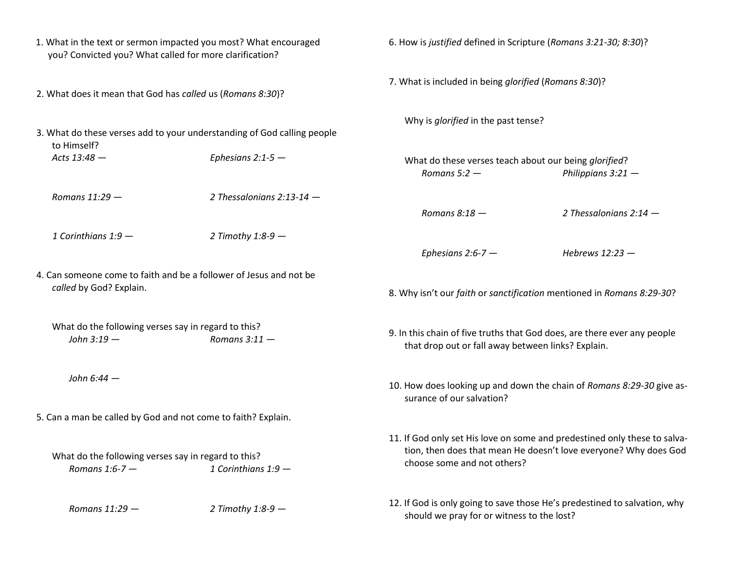1. What in the text or sermon impacted you most? What encouraged you? Convicted you? What called for more clarification?

2. What does it mean that God has *called* us (*Romans 8:30*)?

3. What do these verses add to your understanding of God calling people to Himself?

   *Acts 13:48 —*

   *Ephesians 2:1-5 —*

   *Romans 11:29 —*

   *2 Thessalonians 2:13-14 —*

   *1 Corinthians 1:9 —*

   *2 Timothy 1:8-9 —*

4. Can someone come to faith and be a follower of Jesus and not be *called* by God? Explain.

   What do the following verses say in regard to this?

   *John 3:19 —*

   *Romans 3:11 —*

   *John 6:44 —*

5. Can a man be called by God and not come to faith? Explain.

   What do the following verses say in regard to this?

   *Romans 1:6-7 —*

   *1 Corinthians 1:9 —*

   *Romans 11:29 —*

   *2 Timothy 1:8-9 —*

6. How is *justified* defined in Scripture (*Romans 3:21-30; 8:30*)?

7. What is included in being *glorified* (*Romans 8:30*)?

   Why is *glorified* in the past tense?

   What do these verses teach about our being *glorified*?

   *Romans 5:2 —*

   *Philippians 3:21 —*

   *Romans 8:18 —*

   *2 Thessalonians 2:14 —*

   *Ephesians 2:6-7 —*

   *Hebrews 12:23 —*

8. Why isn't our *faith* or *sanctification* mentioned in *Romans 8:29-30*?

9. In this chain of five truths that God does, are there ever any people that drop out or fall away between links? Explain.

10. How does looking up and down the chain of *Romans 8:29-30* give assurance of our salvation?

11. If God only set His love on some and predestined only these to salvation, then does that mean He doesn't love everyone? Why does God choose some and not others?

12. If God is only going to save those He's predestined to salvation, why should we pray for or witness to the lost?